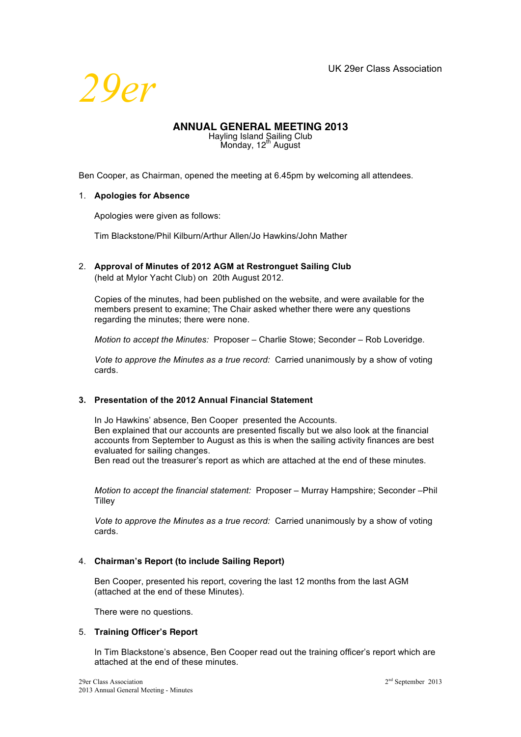UK 29er Class Association

29er

# ANNUAL GENERAL MEETING 2013

Hayling Island Sailing Club
Monday, 12th August

Ben Cooper, as Chairman, opened the meeting at 6.45pm by welcoming all attendees.

1. **Apologies for Absence**

   Apologies were given as follows:

   Tim Blackstone/Phil Kilburn/Arthur Allen/Jo Hawkins/John Mather

2. **Approval of Minutes of 2012 AGM at Restronguet Sailing Club**
   (held at Mylor Yacht Club) on 20th August 2012.

   Copies of the minutes, had been published on the website, and were available for the members present to examine; The Chair asked whether there were any questions regarding the minutes; there were none.

   *Motion to accept the Minutes:* Proposer – Charlie Stowe; Seconder – Rob Loveridge.

   *Vote to approve the Minutes as a true record:* Carried unanimously by a show of voting cards.

3. **Presentation of the 2012 Annual Financial Statement**

   In Jo Hawkins' absence, Ben Cooper presented the Accounts.
   Ben explained that our accounts are presented fiscally but we also look at the financial accounts from September to August as this is when the sailing activity finances are best evaluated for sailing changes.
   Ben read out the treasurer's report as which are attached at the end of these minutes.

   *Motion to accept the financial statement:* Proposer – Murray Hampshire; Seconder –Phil Tilley

   *Vote to approve the Minutes as a true record:* Carried unanimously by a show of voting cards.

4. **Chairman's Report (to include Sailing Report)**

   Ben Cooper, presented his report, covering the last 12 months from the last AGM (attached at the end of these Minutes).

   There were no questions.

5. **Training Officer's Report**

   In Tim Blackstone's absence, Ben Cooper read out the training officer's report which are attached at the end of these minutes.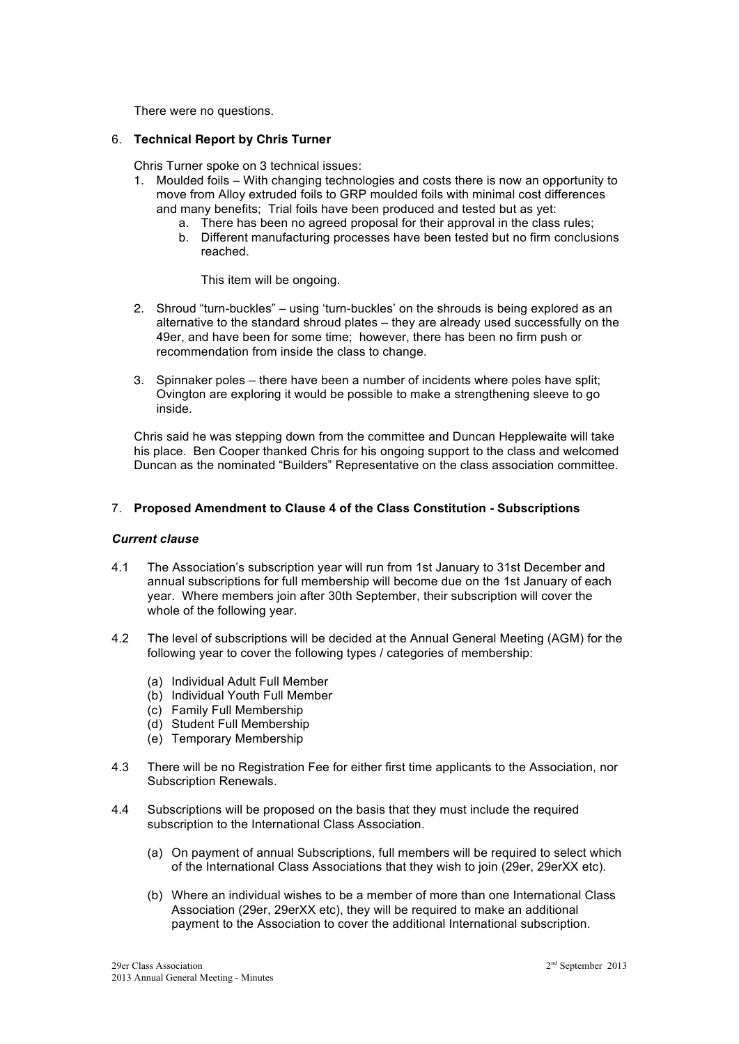There were no questions.

6. **Technical Report by Chris Turner**

   Chris Turner spoke on 3 technical issues:

   1. Moulded foils – With changing technologies and costs there is now an opportunity to move from Alloy extruded foils to GRP moulded foils with minimal cost differences and many benefits; Trial foils have been produced and tested but as yet:
      a. There has been no agreed proposal for their approval in the class rules;
      b. Different manufacturing processes have been tested but no firm conclusions reached.

      This item will be ongoing.

   2. Shroud "turn-buckles" – using 'turn-buckles' on the shrouds is being explored as an alternative to the standard shroud plates – they are already used successfully on the 49er, and have been for some time; however, there has been no firm push or recommendation from inside the class to change.

   3. Spinnaker poles – there have been a number of incidents where poles have split; Ovington are exploring it would be possible to make a strengthening sleeve to go inside.

   Chris said he was stepping down from the committee and Duncan Hepplewaite will take his place. Ben Cooper thanked Chris for his ongoing support to the class and welcomed Duncan as the nominated "Builders" Representative on the class association committee.

7. **Proposed Amendment to Clause 4 of the Class Constitution - Subscriptions**

***Current clause***

4.1 The Association's subscription year will run from 1st January to 31st December and annual subscriptions for full membership will become due on the 1st January of each year. Where members join after 30th September, their subscription will cover the whole of the following year.

4.2 The level of subscriptions will be decided at the Annual General Meeting (AGM) for the following year to cover the following types / categories of membership:

   (a) Individual Adult Full Member
   (b) Individual Youth Full Member
   (c) Family Full Membership
   (d) Student Full Membership
   (e) Temporary Membership

4.3 There will be no Registration Fee for either first time applicants to the Association, nor Subscription Renewals.

4.4 Subscriptions will be proposed on the basis that they must include the required subscription to the International Class Association.

   (a) On payment of annual Subscriptions, full members will be required to select which of the International Class Associations that they wish to join (29er, 29erXX etc).

   (b) Where an individual wishes to be a member of more than one International Class Association (29er, 29erXX etc), they will be required to make an additional payment to the Association to cover the additional International subscription.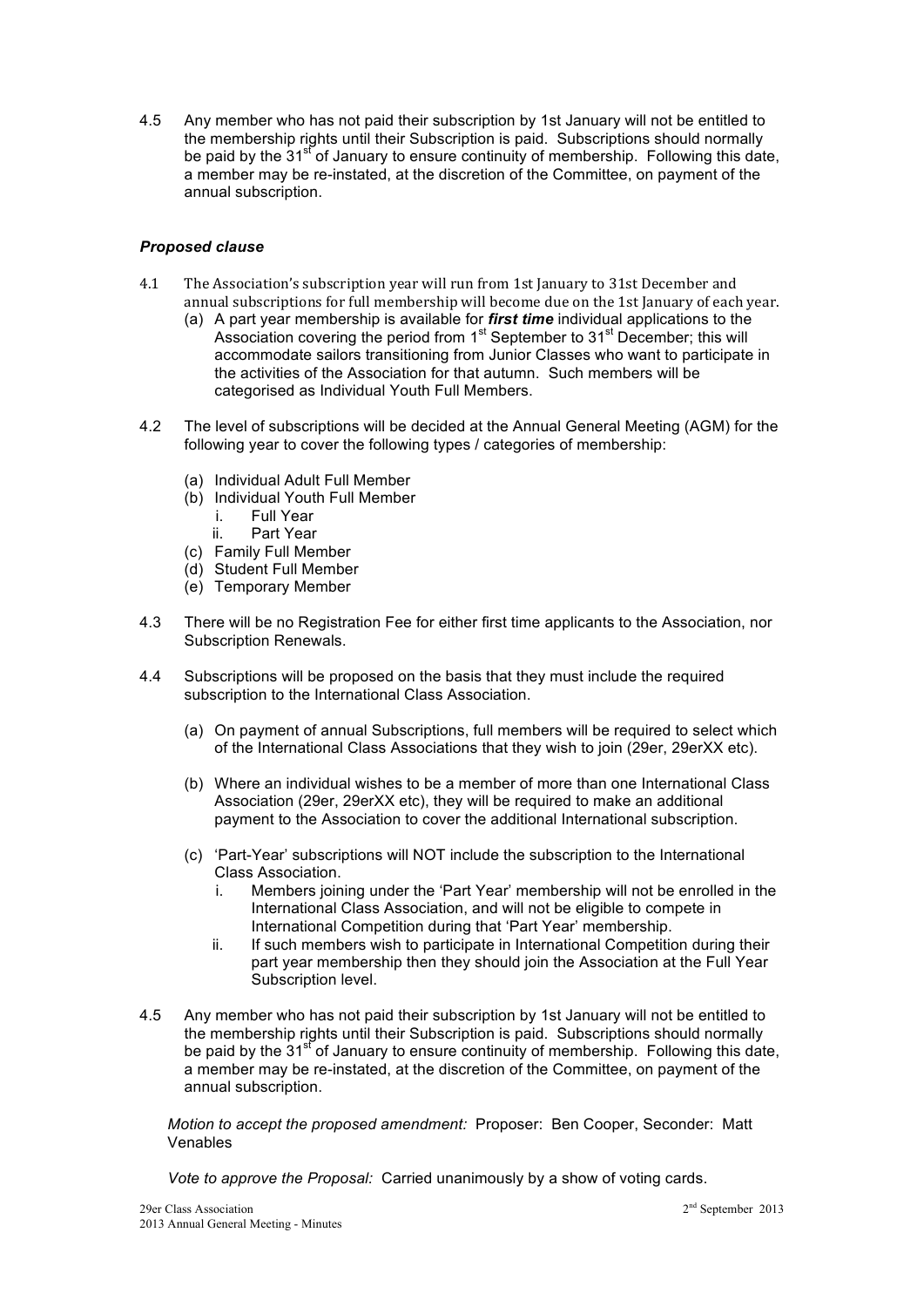4.5 Any member who has not paid their subscription by 1st January will not be entitled to the membership rights until their Subscription is paid. Subscriptions should normally be paid by the 31st of January to ensure continuity of membership. Following this date, a member may be re-instated, at the discretion of the Committee, on payment of the annual subscription.

***Proposed clause***

4.1 The Association's subscription year will run from 1st January to 31st December and annual subscriptions for full membership will become due on the 1st January of each year.

   (a) A part year membership is available for ***first time*** individual applications to the Association covering the period from 1st September to 31st December; this will accommodate sailors transitioning from Junior Classes who want to participate in the activities of the Association for that autumn. Such members will be categorised as Individual Youth Full Members.

4.2 The level of subscriptions will be decided at the Annual General Meeting (AGM) for the following year to cover the following types / categories of membership:

   (a) Individual Adult Full Member
   (b) Individual Youth Full Member
      i. Full Year
      ii. Part Year
   (c) Family Full Member
   (d) Student Full Member
   (e) Temporary Member

4.3 There will be no Registration Fee for either first time applicants to the Association, nor Subscription Renewals.

4.4 Subscriptions will be proposed on the basis that they must include the required subscription to the International Class Association.

   (a) On payment of annual Subscriptions, full members will be required to select which of the International Class Associations that they wish to join (29er, 29erXX etc).

   (b) Where an individual wishes to be a member of more than one International Class Association (29er, 29erXX etc), they will be required to make an additional payment to the Association to cover the additional International subscription.

   (c) 'Part-Year' subscriptions will NOT include the subscription to the International Class Association.
      i. Members joining under the 'Part Year' membership will not be enrolled in the International Class Association, and will not be eligible to compete in International Competition during that 'Part Year' membership.
      ii. If such members wish to participate in International Competition during their part year membership then they should join the Association at the Full Year Subscription level.

4.5 Any member who has not paid their subscription by 1st January will not be entitled to the membership rights until their Subscription is paid. Subscriptions should normally be paid by the 31st of January to ensure continuity of membership. Following this date, a member may be re-instated, at the discretion of the Committee, on payment of the annual subscription.

*Motion to accept the proposed amendment:* Proposer: Ben Cooper, Seconder: Matt Venables

*Vote to approve the Proposal:* Carried unanimously by a show of voting cards.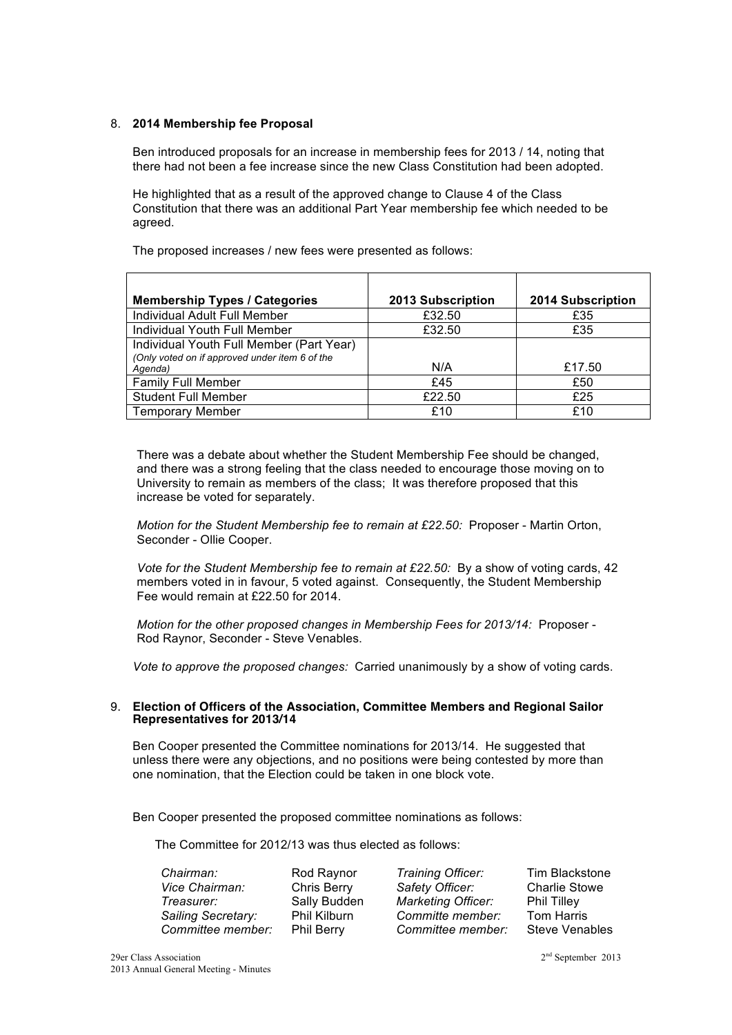8. **2014 Membership fee Proposal**

Ben introduced proposals for an increase in membership fees for 2013 / 14, noting that there had not been a fee increase since the new Class Constitution had been adopted.

He highlighted that as a result of the approved change to Clause 4 of the Class Constitution that there was an additional Part Year membership fee which needed to be agreed.

The proposed increases / new fees were presented as follows:

| Membership Types / Categories | 2013 Subscription | 2014 Subscription |
|---|---|---|
| Individual Adult Full Member | £32.50 | £35 |
| Individual Youth Full Member | £32.50 | £35 |
| Individual Youth Full Member (Part Year) *(Only voted on if approved under item 6 of the Agenda)* | N/A | £17.50 |
| Family Full Member | £45 | £50 |
| Student Full Member | £22.50 | £25 |
| Temporary Member | £10 | £10 |

There was a debate about whether the Student Membership Fee should be changed, and there was a strong feeling that the class needed to encourage those moving on to University to remain as members of the class; It was therefore proposed that this increase be voted for separately.

*Motion for the Student Membership fee to remain at £22.50:* Proposer - Martin Orton, Seconder - Ollie Cooper.

*Vote for the Student Membership fee to remain at £22.50:* By a show of voting cards, 42 members voted in in favour, 5 voted against. Consequently, the Student Membership Fee would remain at £22.50 for 2014.

*Motion for the other proposed changes in Membership Fees for 2013/14:* Proposer - Rod Raynor, Seconder - Steve Venables.

*Vote to approve the proposed changes:* Carried unanimously by a show of voting cards.

9. **Election of Officers of the Association, Committee Members and Regional Sailor Representatives for 2013/14**

Ben Cooper presented the Committee nominations for 2013/14. He suggested that unless there were any objections, and no positions were being contested by more than one nomination, that the Election could be taken in one block vote.

Ben Cooper presented the proposed committee nominations as follows:

The Committee for 2012/13 was thus elected as follows:

| | | | |
|---|---|---|---|
| *Chairman:* | Rod Raynor | *Training Officer:* | Tim Blackstone |
| *Vice Chairman:* | Chris Berry | *Safety Officer:* | Charlie Stowe |
| *Treasurer:* | Sally Budden | *Marketing Officer:* | Phil Tilley |
| *Sailing Secretary:* | Phil Kilburn | *Committe member:* | Tom Harris |
| *Committee member:* | Phil Berry | *Committee member:* | Steve Venables |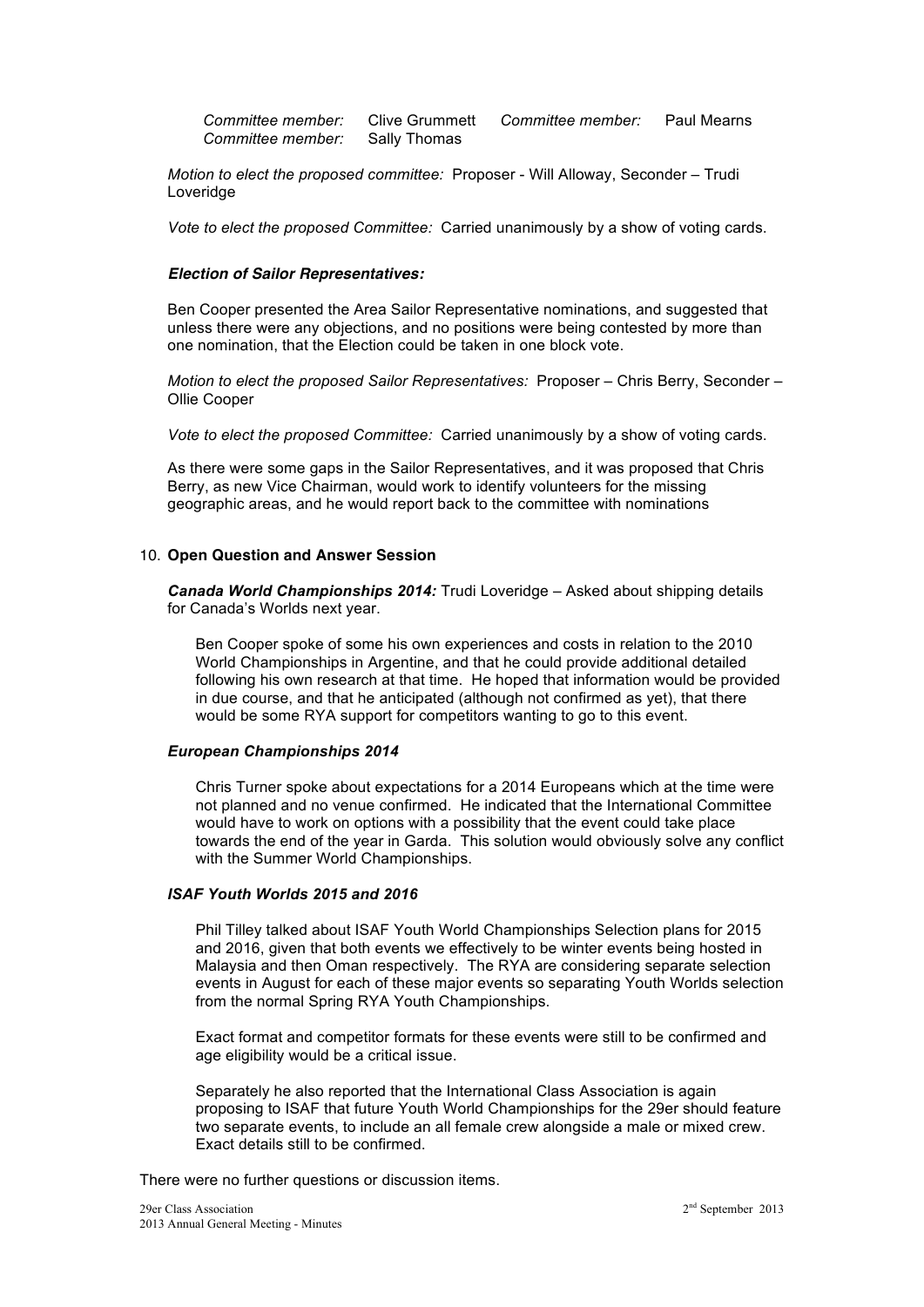*Committee member:* Clive Grummett *Committee member:* Paul Mearns
*Committee member:* Sally Thomas

*Motion to elect the proposed committee:* Proposer - Will Alloway, Seconder – Trudi Loveridge

*Vote to elect the proposed Committee:* Carried unanimously by a show of voting cards.

***Election of Sailor Representatives:***

Ben Cooper presented the Area Sailor Representative nominations, and suggested that unless there were any objections, and no positions were being contested by more than one nomination, that the Election could be taken in one block vote.

*Motion to elect the proposed Sailor Representatives:* Proposer – Chris Berry, Seconder – Ollie Cooper

*Vote to elect the proposed Committee:* Carried unanimously by a show of voting cards.

As there were some gaps in the Sailor Representatives, and it was proposed that Chris Berry, as new Vice Chairman, would work to identify volunteers for the missing geographic areas, and he would report back to the committee with nominations

10. **Open Question and Answer Session**

***Canada World Championships 2014:*** Trudi Loveridge – Asked about shipping details for Canada's Worlds next year.

Ben Cooper spoke of some his own experiences and costs in relation to the 2010 World Championships in Argentine, and that he could provide additional detailed following his own research at that time. He hoped that information would be provided in due course, and that he anticipated (although not confirmed as yet), that there would be some RYA support for competitors wanting to go to this event.

***European Championships 2014***

Chris Turner spoke about expectations for a 2014 Europeans which at the time were not planned and no venue confirmed. He indicated that the International Committee would have to work on options with a possibility that the event could take place towards the end of the year in Garda. This solution would obviously solve any conflict with the Summer World Championships.

***ISAF Youth Worlds 2015 and 2016***

Phil Tilley talked about ISAF Youth World Championships Selection plans for 2015 and 2016, given that both events we effectively to be winter events being hosted in Malaysia and then Oman respectively. The RYA are considering separate selection events in August for each of these major events so separating Youth Worlds selection from the normal Spring RYA Youth Championships.

Exact format and competitor formats for these events were still to be confirmed and age eligibility would be a critical issue.

Separately he also reported that the International Class Association is again proposing to ISAF that future Youth World Championships for the 29er should feature two separate events, to include an all female crew alongside a male or mixed crew. Exact details still to be confirmed.

There were no further questions or discussion items.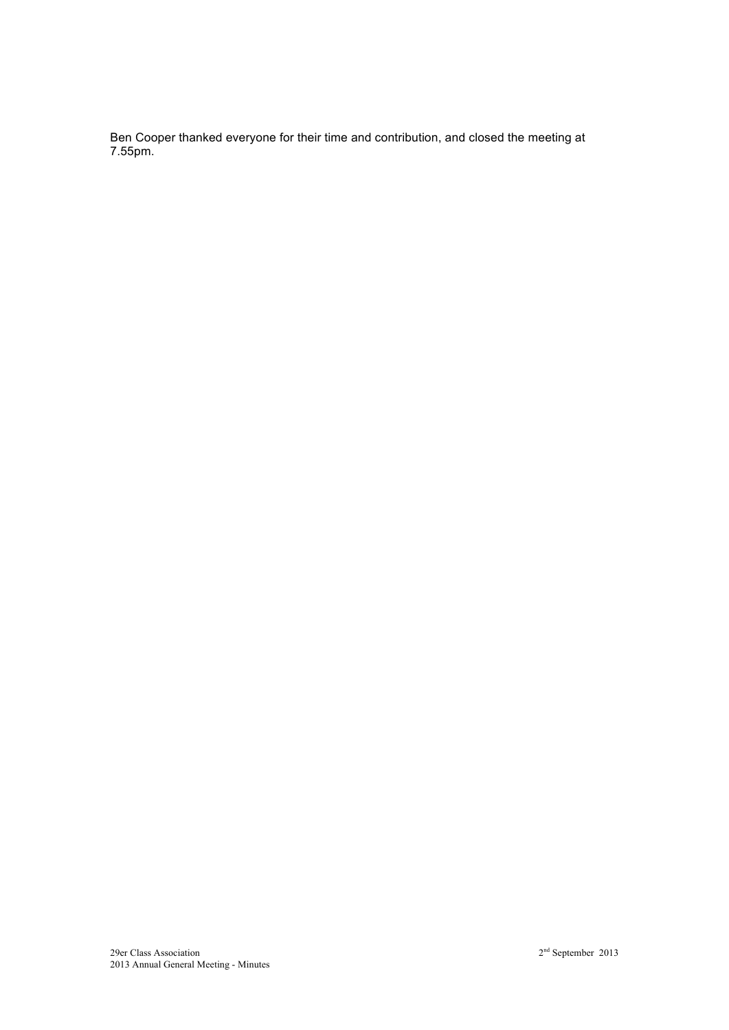Ben Cooper thanked everyone for their time and contribution, and closed the meeting at 7.55pm.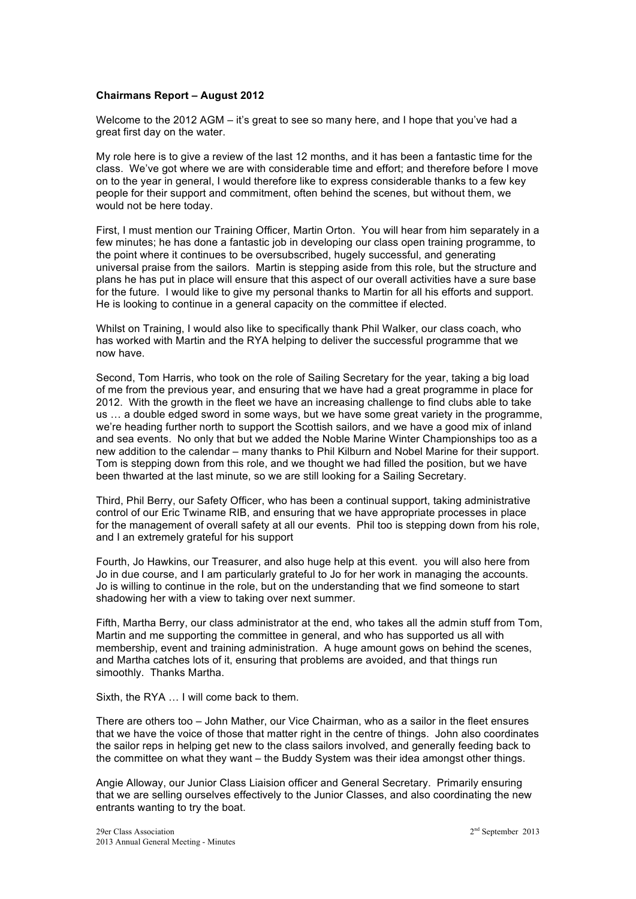**Chairmans Report – August 2012**

Welcome to the 2012 AGM – it's great to see so many here, and I hope that you've had a great first day on the water.

My role here is to give a review of the last 12 months, and it has been a fantastic time for the class. We've got where we are with considerable time and effort; and therefore before I move on to the year in general, I would therefore like to express considerable thanks to a few key people for their support and commitment, often behind the scenes, but without them, we would not be here today.

First, I must mention our Training Officer, Martin Orton. You will hear from him separately in a few minutes; he has done a fantastic job in developing our class open training programme, to the point where it continues to be oversubscribed, hugely successful, and generating universal praise from the sailors. Martin is stepping aside from this role, but the structure and plans he has put in place will ensure that this aspect of our overall activities have a sure base for the future. I would like to give my personal thanks to Martin for all his efforts and support. He is looking to continue in a general capacity on the committee if elected.

Whilst on Training, I would also like to specifically thank Phil Walker, our class coach, who has worked with Martin and the RYA helping to deliver the successful programme that we now have.

Second, Tom Harris, who took on the role of Sailing Secretary for the year, taking a big load of me from the previous year, and ensuring that we have had a great programme in place for 2012. With the growth in the fleet we have an increasing challenge to find clubs able to take us … a double edged sword in some ways, but we have some great variety in the programme, we're heading further north to support the Scottish sailors, and we have a good mix of inland and sea events. No only that but we added the Noble Marine Winter Championships too as a new addition to the calendar – many thanks to Phil Kilburn and Nobel Marine for their support. Tom is stepping down from this role, and we thought we had filled the position, but we have been thwarted at the last minute, so we are still looking for a Sailing Secretary.

Third, Phil Berry, our Safety Officer, who has been a continual support, taking administrative control of our Eric Twiname RIB, and ensuring that we have appropriate processes in place for the management of overall safety at all our events. Phil too is stepping down from his role, and I an extremely grateful for his support

Fourth, Jo Hawkins, our Treasurer, and also huge help at this event. you will also here from Jo in due course, and I am particularly grateful to Jo for her work in managing the accounts. Jo is willing to continue in the role, but on the understanding that we find someone to start shadowing her with a view to taking over next summer.

Fifth, Martha Berry, our class administrator at the end, who takes all the admin stuff from Tom, Martin and me supporting the committee in general, and who has supported us all with membership, event and training administration. A huge amount gows on behind the scenes, and Martha catches lots of it, ensuring that problems are avoided, and that things run simoothly. Thanks Martha.

Sixth, the RYA … I will come back to them.

There are others too – John Mather, our Vice Chairman, who as a sailor in the fleet ensures that we have the voice of those that matter right in the centre of things. John also coordinates the sailor reps in helping get new to the class sailors involved, and generally feeding back to the committee on what they want – the Buddy System was their idea amongst other things.

Angie Alloway, our Junior Class Liaision officer and General Secretary. Primarily ensuring that we are selling ourselves effectively to the Junior Classes, and also coordinating the new entrants wanting to try the boat.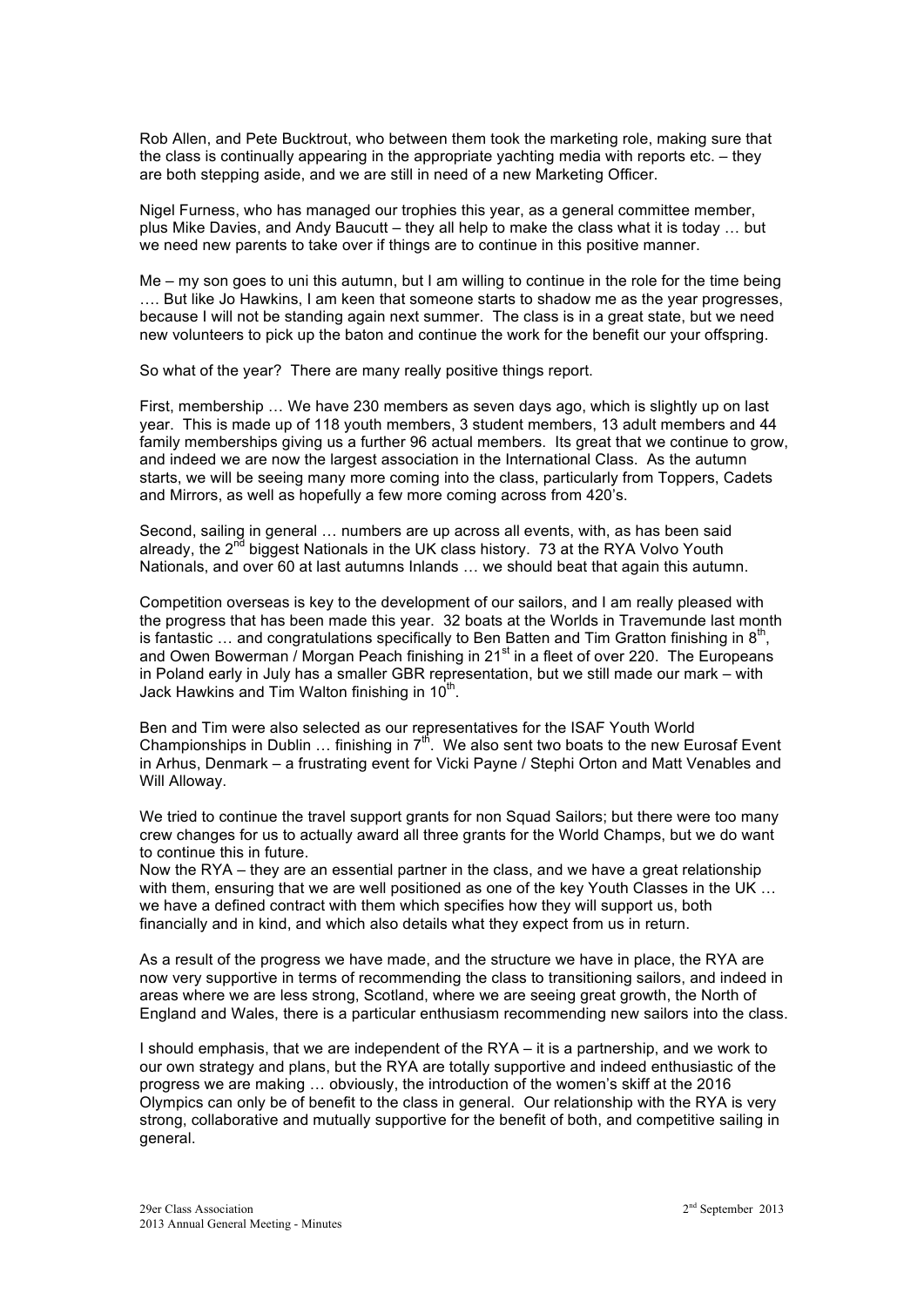Rob Allen, and Pete Bucktrout, who between them took the marketing role, making sure that the class is continually appearing in the appropriate yachting media with reports etc. – they are both stepping aside, and we are still in need of a new Marketing Officer.

Nigel Furness, who has managed our trophies this year, as a general committee member, plus Mike Davies, and Andy Baucutt – they all help to make the class what it is today … but we need new parents to take over if things are to continue in this positive manner.

Me – my son goes to uni this autumn, but I am willing to continue in the role for the time being …. But like Jo Hawkins, I am keen that someone starts to shadow me as the year progresses, because I will not be standing again next summer. The class is in a great state, but we need new volunteers to pick up the baton and continue the work for the benefit our your offspring.

So what of the year? There are many really positive things report.

First, membership … We have 230 members as seven days ago, which is slightly up on last year. This is made up of 118 youth members, 3 student members, 13 adult members and 44 family memberships giving us a further 96 actual members. Its great that we continue to grow, and indeed we are now the largest association in the International Class. As the autumn starts, we will be seeing many more coming into the class, particularly from Toppers, Cadets and Mirrors, as well as hopefully a few more coming across from 420's.

Second, sailing in general … numbers are up across all events, with, as has been said already, the 2nd biggest Nationals in the UK class history. 73 at the RYA Volvo Youth Nationals, and over 60 at last autumns Inlands … we should beat that again this autumn.

Competition overseas is key to the development of our sailors, and I am really pleased with the progress that has been made this year. 32 boats at the Worlds in Travemunde last month is fantastic … and congratulations specifically to Ben Batten and Tim Gratton finishing in 8th, and Owen Bowerman / Morgan Peach finishing in 21st in a fleet of over 220. The Europeans in Poland early in July has a smaller GBR representation, but we still made our mark – with Jack Hawkins and Tim Walton finishing in 10th.

Ben and Tim were also selected as our representatives for the ISAF Youth World Championships in Dublin … finishing in 7th. We also sent two boats to the new Eurosaf Event in Arhus, Denmark – a frustrating event for Vicki Payne / Stephi Orton and Matt Venables and Will Alloway.

We tried to continue the travel support grants for non Squad Sailors; but there were too many crew changes for us to actually award all three grants for the World Champs, but we do want to continue this in future.

Now the RYA – they are an essential partner in the class, and we have a great relationship with them, ensuring that we are well positioned as one of the key Youth Classes in the UK … we have a defined contract with them which specifies how they will support us, both financially and in kind, and which also details what they expect from us in return.

As a result of the progress we have made, and the structure we have in place, the RYA are now very supportive in terms of recommending the class to transitioning sailors, and indeed in areas where we are less strong, Scotland, where we are seeing great growth, the North of England and Wales, there is a particular enthusiasm recommending new sailors into the class.

I should emphasis, that we are independent of the RYA – it is a partnership, and we work to our own strategy and plans, but the RYA are totally supportive and indeed enthusiastic of the progress we are making … obviously, the introduction of the women's skiff at the 2016 Olympics can only be of benefit to the class in general. Our relationship with the RYA is very strong, collaborative and mutually supportive for the benefit of both, and competitive sailing in general.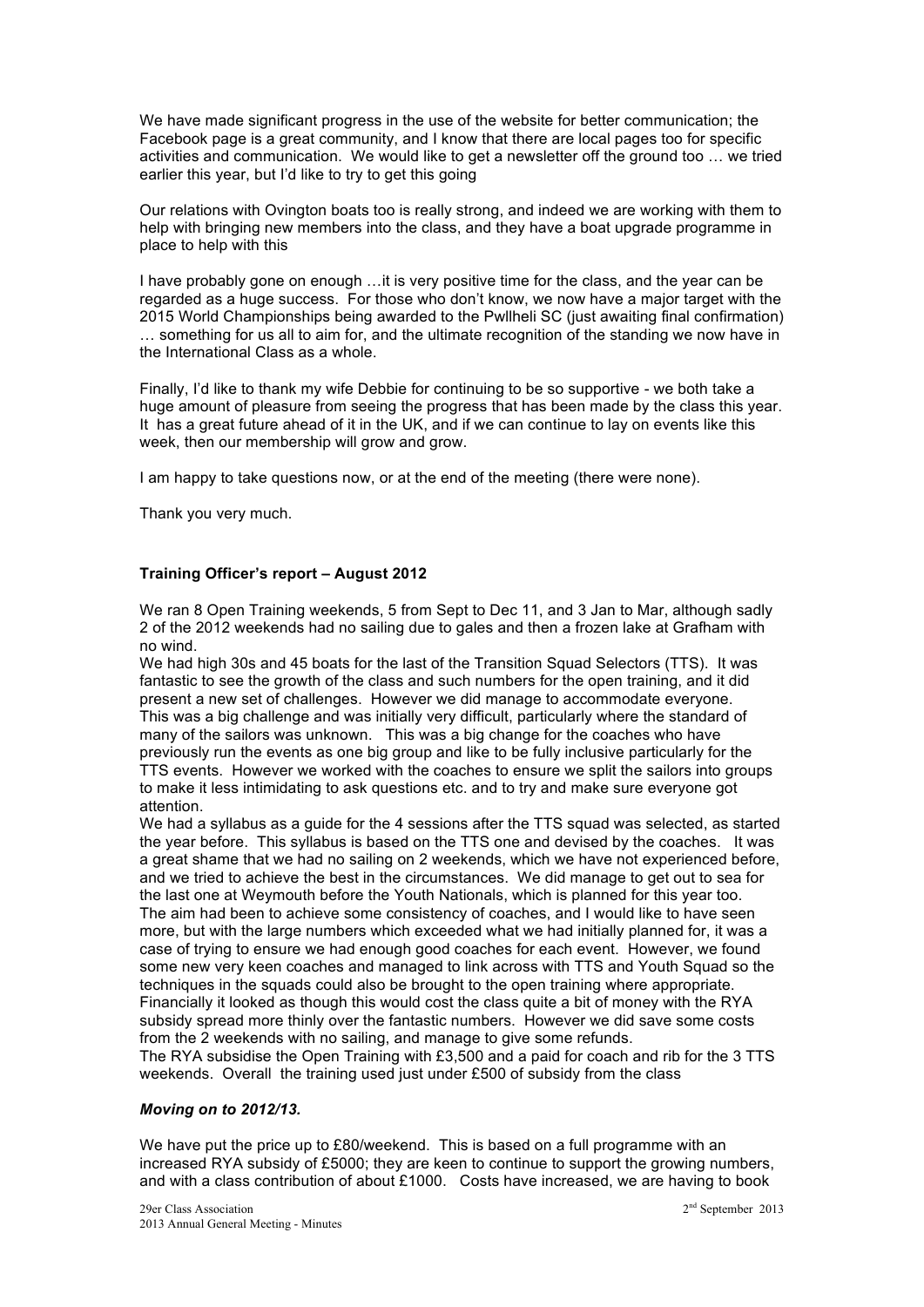We have made significant progress in the use of the website for better communication; the Facebook page is a great community, and I know that there are local pages too for specific activities and communication. We would like to get a newsletter off the ground too … we tried earlier this year, but I'd like to try to get this going

Our relations with Ovington boats too is really strong, and indeed we are working with them to help with bringing new members into the class, and they have a boat upgrade programme in place to help with this

I have probably gone on enough …it is very positive time for the class, and the year can be regarded as a huge success. For those who don't know, we now have a major target with the 2015 World Championships being awarded to the Pwllheli SC (just awaiting final confirmation) … something for us all to aim for, and the ultimate recognition of the standing we now have in the International Class as a whole.

Finally, I'd like to thank my wife Debbie for continuing to be so supportive - we both take a huge amount of pleasure from seeing the progress that has been made by the class this year. It has a great future ahead of it in the UK, and if we can continue to lay on events like this week, then our membership will grow and grow.

I am happy to take questions now, or at the end of the meeting (there were none).

Thank you very much.

**Training Officer's report – August 2012**

We ran 8 Open Training weekends, 5 from Sept to Dec 11, and 3 Jan to Mar, although sadly 2 of the 2012 weekends had no sailing due to gales and then a frozen lake at Grafham with no wind.
We had high 30s and 45 boats for the last of the Transition Squad Selectors (TTS). It was fantastic to see the growth of the class and such numbers for the open training, and it did present a new set of challenges. However we did manage to accommodate everyone. This was a big challenge and was initially very difficult, particularly where the standard of many of the sailors was unknown. This was a big change for the coaches who have previously run the events as one big group and like to be fully inclusive particularly for the TTS events. However we worked with the coaches to ensure we split the sailors into groups to make it less intimidating to ask questions etc. and to try and make sure everyone got attention.
We had a syllabus as a guide for the 4 sessions after the TTS squad was selected, as started the year before. This syllabus is based on the TTS one and devised by the coaches. It was a great shame that we had no sailing on 2 weekends, which we have not experienced before, and we tried to achieve the best in the circumstances. We did manage to get out to sea for the last one at Weymouth before the Youth Nationals, which is planned for this year too.
The aim had been to achieve some consistency of coaches, and I would like to have seen more, but with the large numbers which exceeded what we had initially planned for, it was a case of trying to ensure we had enough good coaches for each event. However, we found some new very keen coaches and managed to link across with TTS and Youth Squad so the techniques in the squads could also be brought to the open training where appropriate.
Financially it looked as though this would cost the class quite a bit of money with the RYA subsidy spread more thinly over the fantastic numbers. However we did save some costs from the 2 weekends with no sailing, and manage to give some refunds.
The RYA subsidise the Open Training with £3,500 and a paid for coach and rib for the 3 TTS weekends. Overall the training used just under £500 of subsidy from the class

***Moving on to 2012/13.***

We have put the price up to £80/weekend. This is based on a full programme with an increased RYA subsidy of £5000; they are keen to continue to support the growing numbers, and with a class contribution of about £1000. Costs have increased, we are having to book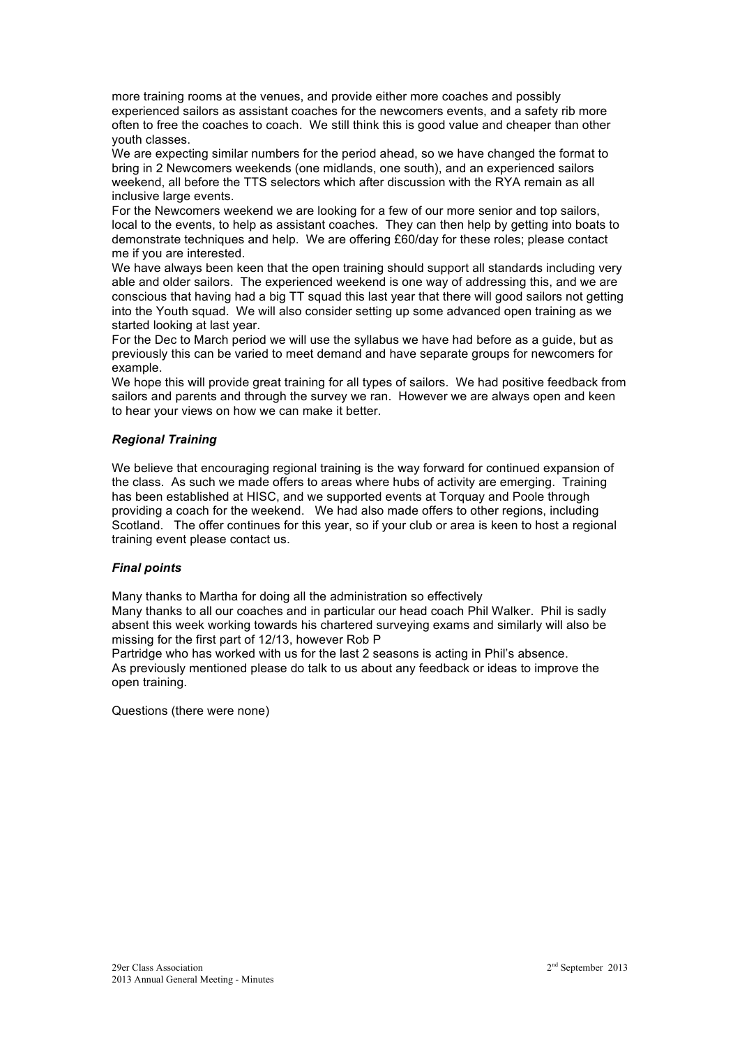more training rooms at the venues, and provide either more coaches and possibly experienced sailors as assistant coaches for the newcomers events, and a safety rib more often to free the coaches to coach. We still think this is good value and cheaper than other youth classes.

We are expecting similar numbers for the period ahead, so we have changed the format to bring in 2 Newcomers weekends (one midlands, one south), and an experienced sailors weekend, all before the TTS selectors which after discussion with the RYA remain as all inclusive large events.

For the Newcomers weekend we are looking for a few of our more senior and top sailors, local to the events, to help as assistant coaches. They can then help by getting into boats to demonstrate techniques and help. We are offering £60/day for these roles; please contact me if you are interested.

We have always been keen that the open training should support all standards including very able and older sailors. The experienced weekend is one way of addressing this, and we are conscious that having had a big TT squad this last year that there will good sailors not getting into the Youth squad. We will also consider setting up some advanced open training as we started looking at last year.

For the Dec to March period we will use the syllabus we have had before as a guide, but as previously this can be varied to meet demand and have separate groups for newcomers for example.

We hope this will provide great training for all types of sailors. We had positive feedback from sailors and parents and through the survey we ran. However we are always open and keen to hear your views on how we can make it better.

***Regional Training***

We believe that encouraging regional training is the way forward for continued expansion of the class. As such we made offers to areas where hubs of activity are emerging. Training has been established at HISC, and we supported events at Torquay and Poole through providing a coach for the weekend. We had also made offers to other regions, including Scotland. The offer continues for this year, so if your club or area is keen to host a regional training event please contact us.

***Final points***

Many thanks to Martha for doing all the administration so effectively

Many thanks to all our coaches and in particular our head coach Phil Walker. Phil is sadly absent this week working towards his chartered surveying exams and similarly will also be missing for the first part of 12/13, however Rob P

Partridge who has worked with us for the last 2 seasons is acting in Phil's absence.

As previously mentioned please do talk to us about any feedback or ideas to improve the open training.

Questions (there were none)